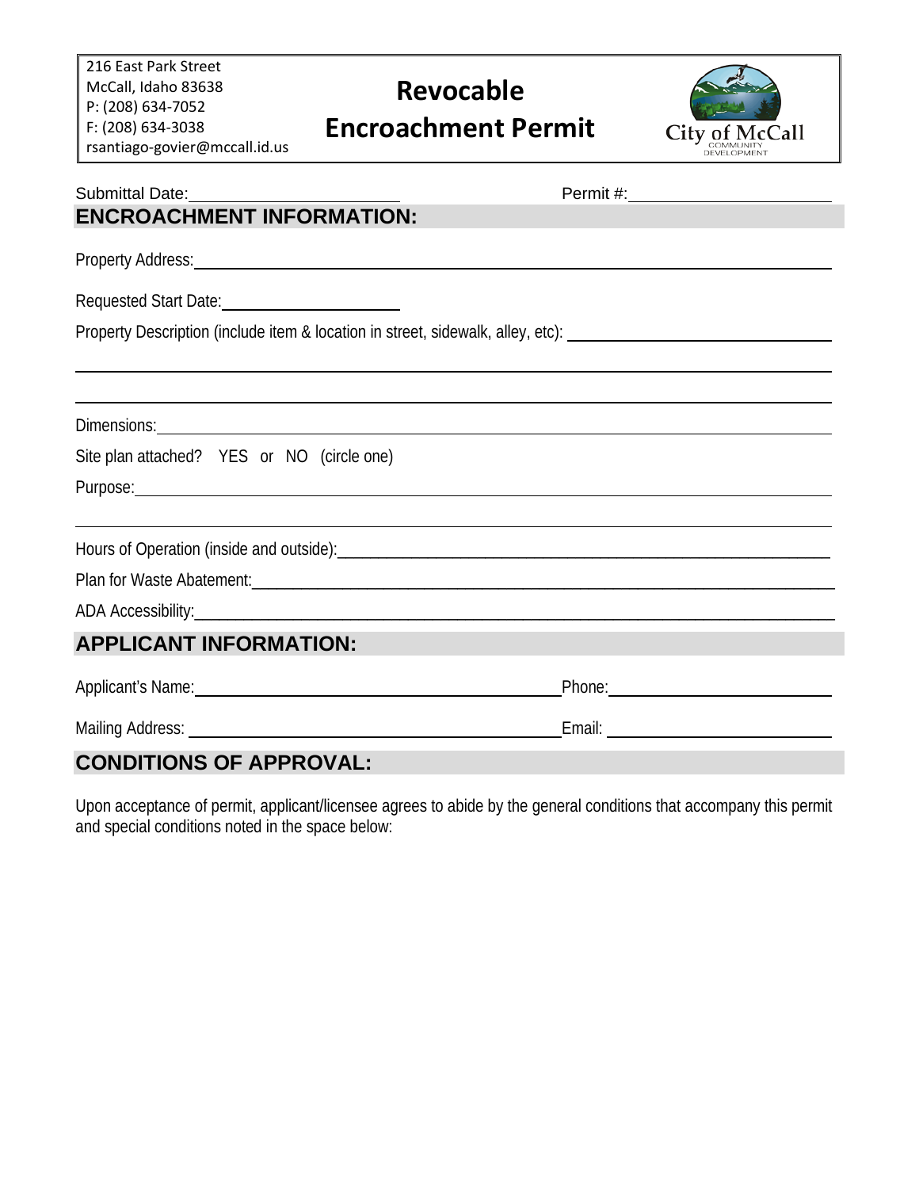216 East Park Street
McCall, Idaho 83638
P: (208) 634-7052
F: (208) 634-3038
rsantiago-govier@mccall.id.us

# Revocable Encroachment Permit

City of McCall
COMMUNITY DEVELOPMENT

Submittal Date:______________________ Permit #:______________________

## ENCROACHMENT INFORMATION:

Property Address:_______________________________________________

Requested Start Date:______________________

Property Description (include item & location in street, sidewalk, alley, etc): _______________________________________________

_______________________________________________

_______________________________________________

Dimensions:_______________________________________________

Site plan attached? YES or NO (circle one)

Purpose:_______________________________________________

_______________________________________________

Hours of Operation (inside and outside):_______________________________________________

Plan for Waste Abatement:_______________________________________________

ADA Accessibility:_______________________________________________

## APPLICANT INFORMATION:

Applicant's Name:______________________ Phone:______________________

Mailing Address: ______________________ Email: ______________________

## CONDITIONS OF APPROVAL:

Upon acceptance of permit, applicant/licensee agrees to abide by the general conditions that accompany this permit and special conditions noted in the space below: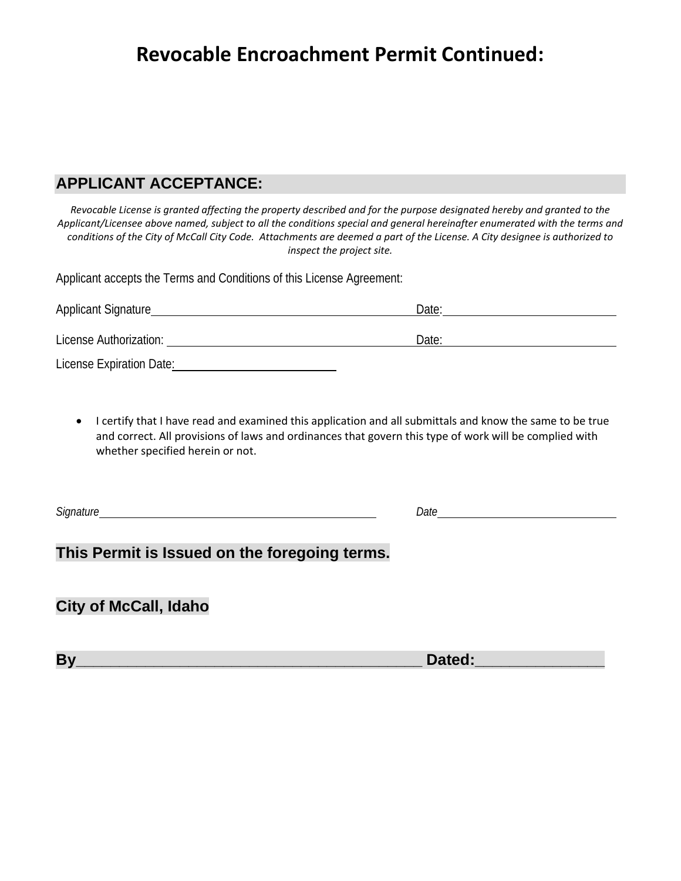# Revocable Encroachment Permit Continued:

## APPLICANT ACCEPTANCE:

*Revocable License is granted affecting the property described and for the purpose designated hereby and granted to the Applicant/Licensee above named, subject to all the conditions special and general hereinafter enumerated with the terms and conditions of the City of McCall City Code. Attachments are deemed a part of the License. A City designee is authorized to inspect the project site.*

Applicant accepts the Terms and Conditions of this License Agreement:

Applicant Signature_______________________________________________ Date:_____________________________

License Authorization: _____________________________________________ Date:_____________________________

License Expiration Date:__________________________

- I certify that I have read and examined this application and all submittals and know the same to be true and correct. All provisions of laws and ordinances that govern this type of work will be complied with whether specified herein or not.

*Signature*_______________________________________________ *Date*_____________________________

## This Permit is Issued on the foregoing terms.

## City of McCall, Idaho

**By________________________________________ Dated:_______________**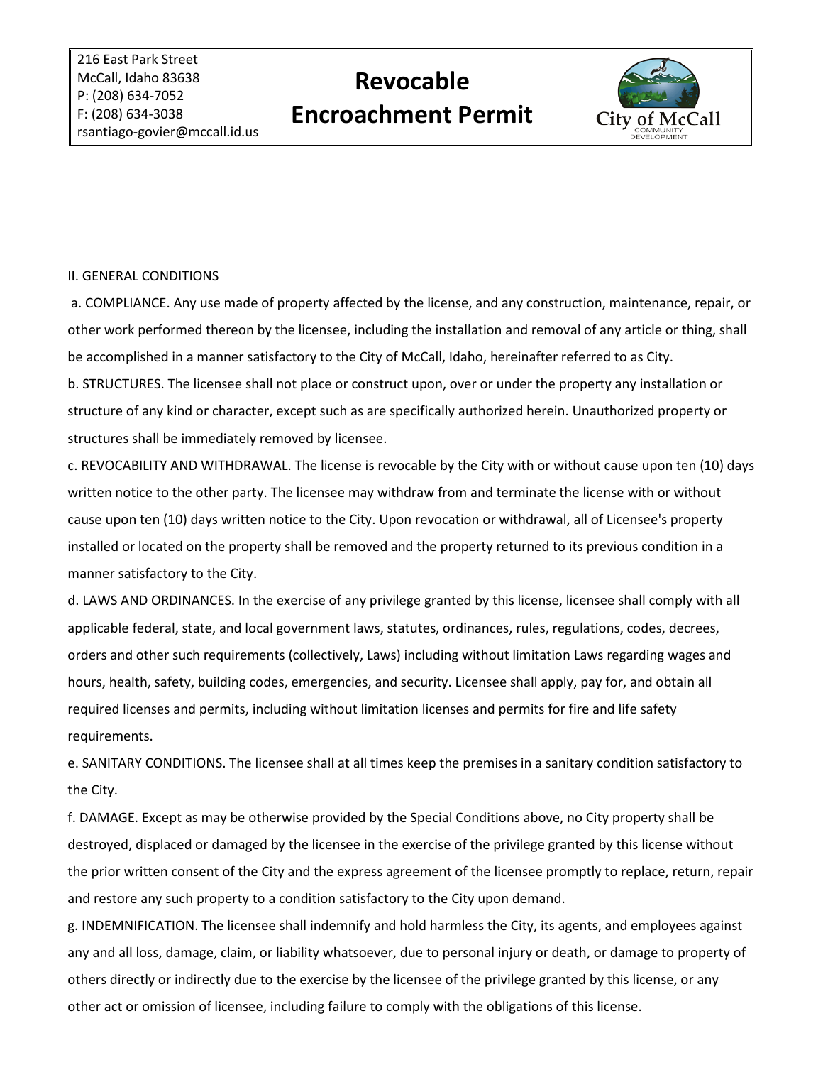## II. GENERAL CONDITIONS

a. COMPLIANCE. Any use made of property affected by the license, and any construction, maintenance, repair, or other work performed thereon by the licensee, including the installation and removal of any article or thing, shall be accomplished in a manner satisfactory to the City of McCall, Idaho, hereinafter referred to as City.

b. STRUCTURES. The licensee shall not place or construct upon, over or under the property any installation or structure of any kind or character, except such as are specifically authorized herein. Unauthorized property or structures shall be immediately removed by licensee.

c. REVOCABILITY AND WITHDRAWAL. The license is revocable by the City with or without cause upon ten (10) days written notice to the other party. The licensee may withdraw from and terminate the license with or without cause upon ten (10) days written notice to the City. Upon revocation or withdrawal, all of Licensee's property installed or located on the property shall be removed and the property returned to its previous condition in a manner satisfactory to the City.

d. LAWS AND ORDINANCES. In the exercise of any privilege granted by this license, licensee shall comply with all applicable federal, state, and local government laws, statutes, ordinances, rules, regulations, codes, decrees, orders and other such requirements (collectively, Laws) including without limitation Laws regarding wages and hours, health, safety, building codes, emergencies, and security. Licensee shall apply, pay for, and obtain all required licenses and permits, including without limitation licenses and permits for fire and life safety requirements.

e. SANITARY CONDITIONS. The licensee shall at all times keep the premises in a sanitary condition satisfactory to the City.

f. DAMAGE. Except as may be otherwise provided by the Special Conditions above, no City property shall be destroyed, displaced or damaged by the licensee in the exercise of the privilege granted by this license without the prior written consent of the City and the express agreement of the licensee promptly to replace, return, repair and restore any such property to a condition satisfactory to the City upon demand.

g. INDEMNIFICATION. The licensee shall indemnify and hold harmless the City, its agents, and employees against any and all loss, damage, claim, or liability whatsoever, due to personal injury or death, or damage to property of others directly or indirectly due to the exercise by the licensee of the privilege granted by this license, or any other act or omission of licensee, including failure to comply with the obligations of this license.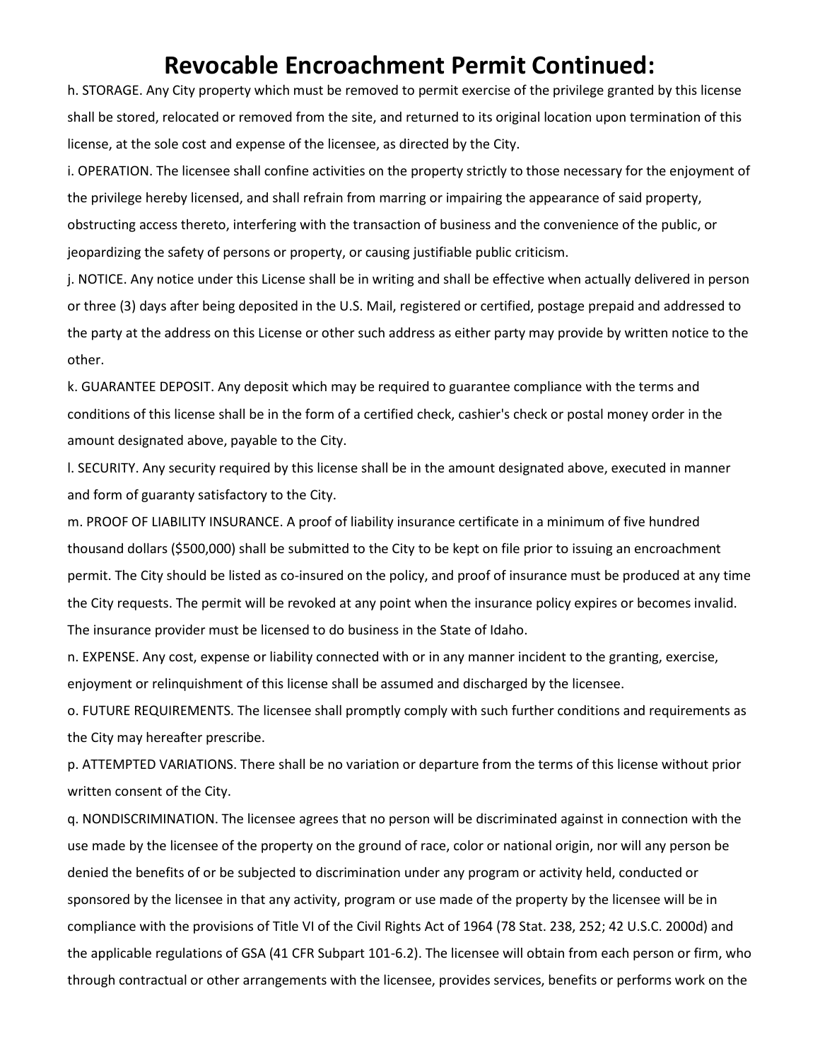# Revocable Encroachment Permit Continued:

h. STORAGE. Any City property which must be removed to permit exercise of the privilege granted by this license shall be stored, relocated or removed from the site, and returned to its original location upon termination of this license, at the sole cost and expense of the licensee, as directed by the City.

i. OPERATION. The licensee shall confine activities on the property strictly to those necessary for the enjoyment of the privilege hereby licensed, and shall refrain from marring or impairing the appearance of said property, obstructing access thereto, interfering with the transaction of business and the convenience of the public, or jeopardizing the safety of persons or property, or causing justifiable public criticism.

j. NOTICE. Any notice under this License shall be in writing and shall be effective when actually delivered in person or three (3) days after being deposited in the U.S. Mail, registered or certified, postage prepaid and addressed to the party at the address on this License or other such address as either party may provide by written notice to the other.

k. GUARANTEE DEPOSIT. Any deposit which may be required to guarantee compliance with the terms and conditions of this license shall be in the form of a certified check, cashier's check or postal money order in the amount designated above, payable to the City.

l. SECURITY. Any security required by this license shall be in the amount designated above, executed in manner and form of guaranty satisfactory to the City.

m. PROOF OF LIABILITY INSURANCE. A proof of liability insurance certificate in a minimum of five hundred thousand dollars ($500,000) shall be submitted to the City to be kept on file prior to issuing an encroachment permit. The City should be listed as co-insured on the policy, and proof of insurance must be produced at any time the City requests. The permit will be revoked at any point when the insurance policy expires or becomes invalid. The insurance provider must be licensed to do business in the State of Idaho.

n. EXPENSE. Any cost, expense or liability connected with or in any manner incident to the granting, exercise, enjoyment or relinquishment of this license shall be assumed and discharged by the licensee.

o. FUTURE REQUIREMENTS. The licensee shall promptly comply with such further conditions and requirements as the City may hereafter prescribe.

p. ATTEMPTED VARIATIONS. There shall be no variation or departure from the terms of this license without prior written consent of the City.

q. NONDISCRIMINATION. The licensee agrees that no person will be discriminated against in connection with the use made by the licensee of the property on the ground of race, color or national origin, nor will any person be denied the benefits of or be subjected to discrimination under any program or activity held, conducted or sponsored by the licensee in that any activity, program or use made of the property by the licensee will be in compliance with the provisions of Title VI of the Civil Rights Act of 1964 (78 Stat. 238, 252; 42 U.S.C. 2000d) and the applicable regulations of GSA (41 CFR Subpart 101-6.2). The licensee will obtain from each person or firm, who through contractual or other arrangements with the licensee, provides services, benefits or performs work on the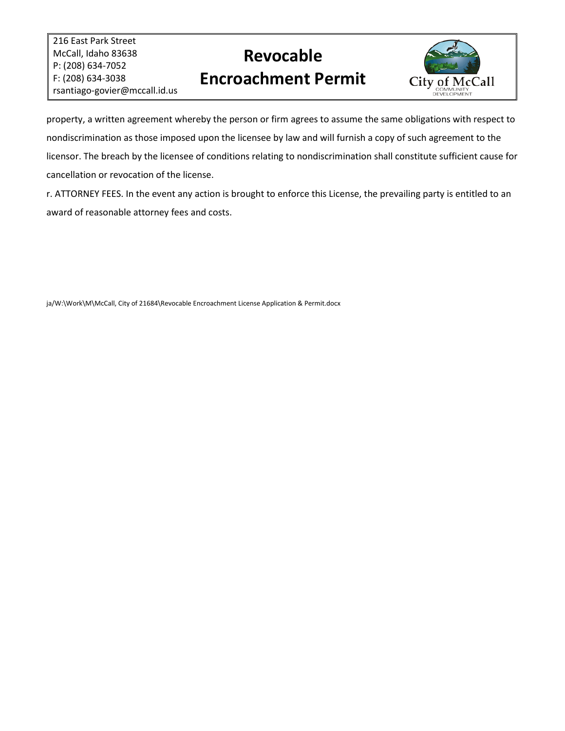property, a written agreement whereby the person or firm agrees to assume the same obligations with respect to nondiscrimination as those imposed upon the licensee by law and will furnish a copy of such agreement to the licensor. The breach by the licensee of conditions relating to nondiscrimination shall constitute sufficient cause for cancellation or revocation of the license.

r. ATTORNEY FEES. In the event any action is brought to enforce this License, the prevailing party is entitled to an award of reasonable attorney fees and costs.

ja/W:\Work\M\McCall, City of 21684\Revocable Encroachment License Application & Permit.docx